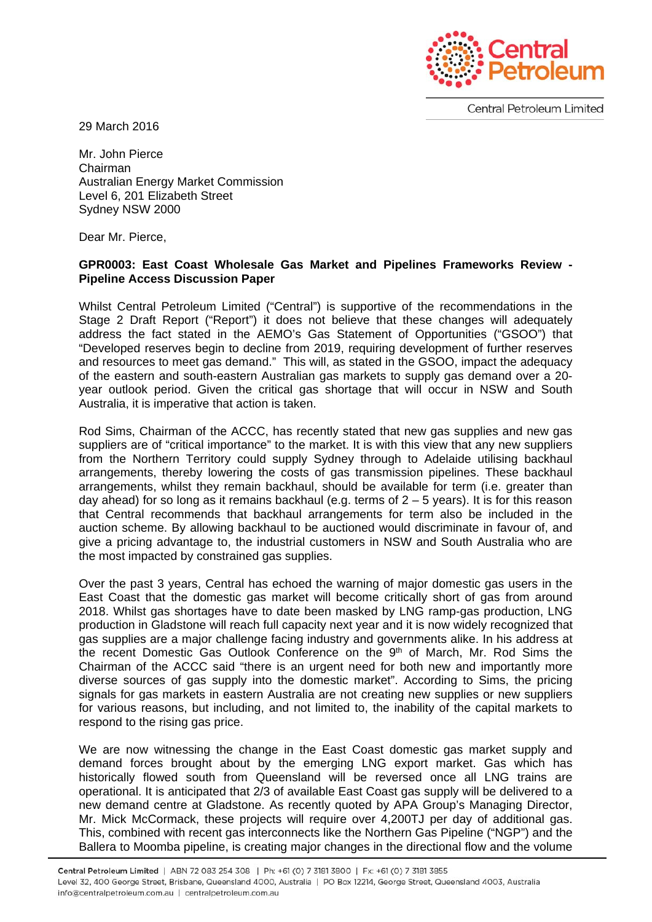29 March 2016

Mr. John Pierce
Chairman
Australian Energy Market Commission
Level 6, 201 Elizabeth Street
Sydney NSW 2000

Dear Mr. Pierce,

**GPR0003: East Coast Wholesale Gas Market and Pipelines Frameworks Review - Pipeline Access Discussion Paper**

Whilst Central Petroleum Limited ("Central") is supportive of the recommendations in the Stage 2 Draft Report ("Report") it does not believe that these changes will adequately address the fact stated in the AEMO's Gas Statement of Opportunities ("GSOO") that "Developed reserves begin to decline from 2019, requiring development of further reserves and resources to meet gas demand." This will, as stated in the GSOO, impact the adequacy of the eastern and south-eastern Australian gas markets to supply gas demand over a 20-year outlook period. Given the critical gas shortage that will occur in NSW and South Australia, it is imperative that action is taken.

Rod Sims, Chairman of the ACCC, has recently stated that new gas supplies and new gas suppliers are of "critical importance" to the market. It is with this view that any new suppliers from the Northern Territory could supply Sydney through to Adelaide utilising backhaul arrangements, thereby lowering the costs of gas transmission pipelines. These backhaul arrangements, whilst they remain backhaul, should be available for term (i.e. greater than day ahead) for so long as it remains backhaul (e.g. terms of 2 – 5 years). It is for this reason that Central recommends that backhaul arrangements for term also be included in the auction scheme. By allowing backhaul to be auctioned would discriminate in favour of, and give a pricing advantage to, the industrial customers in NSW and South Australia who are the most impacted by constrained gas supplies.

Over the past 3 years, Central has echoed the warning of major domestic gas users in the East Coast that the domestic gas market will become critically short of gas from around 2018. Whilst gas shortages have to date been masked by LNG ramp-gas production, LNG production in Gladstone will reach full capacity next year and it is now widely recognized that gas supplies are a major challenge facing industry and governments alike. In his address at the recent Domestic Gas Outlook Conference on the 9th of March, Mr. Rod Sims the Chairman of the ACCC said "there is an urgent need for both new and importantly more diverse sources of gas supply into the domestic market". According to Sims, the pricing signals for gas markets in eastern Australia are not creating new supplies or new suppliers for various reasons, but including, and not limited to, the inability of the capital markets to respond to the rising gas price.

We are now witnessing the change in the East Coast domestic gas market supply and demand forces brought about by the emerging LNG export market. Gas which has historically flowed south from Queensland will be reversed once all LNG trains are operational. It is anticipated that 2/3 of available East Coast gas supply will be delivered to a new demand centre at Gladstone. As recently quoted by APA Group's Managing Director, Mr. Mick McCormack, these projects will require over 4,200TJ per day of additional gas. This, combined with recent gas interconnects like the Northern Gas Pipeline ("NGP") and the Ballera to Moomba pipeline, is creating major changes in the directional flow and the volume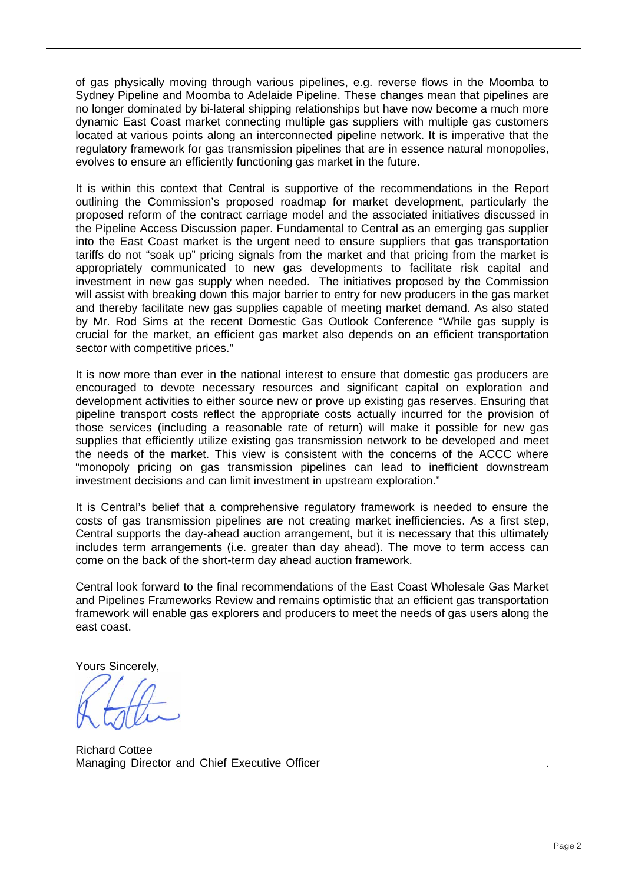of gas physically moving through various pipelines, e.g. reverse flows in the Moomba to Sydney Pipeline and Moomba to Adelaide Pipeline. These changes mean that pipelines are no longer dominated by bi-lateral shipping relationships but have now become a much more dynamic East Coast market connecting multiple gas suppliers with multiple gas customers located at various points along an interconnected pipeline network. It is imperative that the regulatory framework for gas transmission pipelines that are in essence natural monopolies, evolves to ensure an efficiently functioning gas market in the future.

It is within this context that Central is supportive of the recommendations in the Report outlining the Commission's proposed roadmap for market development, particularly the proposed reform of the contract carriage model and the associated initiatives discussed in the Pipeline Access Discussion paper. Fundamental to Central as an emerging gas supplier into the East Coast market is the urgent need to ensure suppliers that gas transportation tariffs do not "soak up" pricing signals from the market and that pricing from the market is appropriately communicated to new gas developments to facilitate risk capital and investment in new gas supply when needed. The initiatives proposed by the Commission will assist with breaking down this major barrier to entry for new producers in the gas market and thereby facilitate new gas supplies capable of meeting market demand. As also stated by Mr. Rod Sims at the recent Domestic Gas Outlook Conference "While gas supply is crucial for the market, an efficient gas market also depends on an efficient transportation sector with competitive prices."

It is now more than ever in the national interest to ensure that domestic gas producers are encouraged to devote necessary resources and significant capital on exploration and development activities to either source new or prove up existing gas reserves. Ensuring that pipeline transport costs reflect the appropriate costs actually incurred for the provision of those services (including a reasonable rate of return) will make it possible for new gas supplies that efficiently utilize existing gas transmission network to be developed and meet the needs of the market. This view is consistent with the concerns of the ACCC where "monopoly pricing on gas transmission pipelines can lead to inefficient downstream investment decisions and can limit investment in upstream exploration."

It is Central's belief that a comprehensive regulatory framework is needed to ensure the costs of gas transmission pipelines are not creating market inefficiencies. As a first step, Central supports the day-ahead auction arrangement, but it is necessary that this ultimately includes term arrangements (i.e. greater than day ahead). The move to term access can come on the back of the short-term day ahead auction framework.

Central look forward to the final recommendations of the East Coast Wholesale Gas Market and Pipelines Frameworks Review and remains optimistic that an efficient gas transportation framework will enable gas explorers and producers to meet the needs of gas users along the east coast.

Yours Sincerely,

Richard Cottee  
Managing Director and Chief Executive Officer